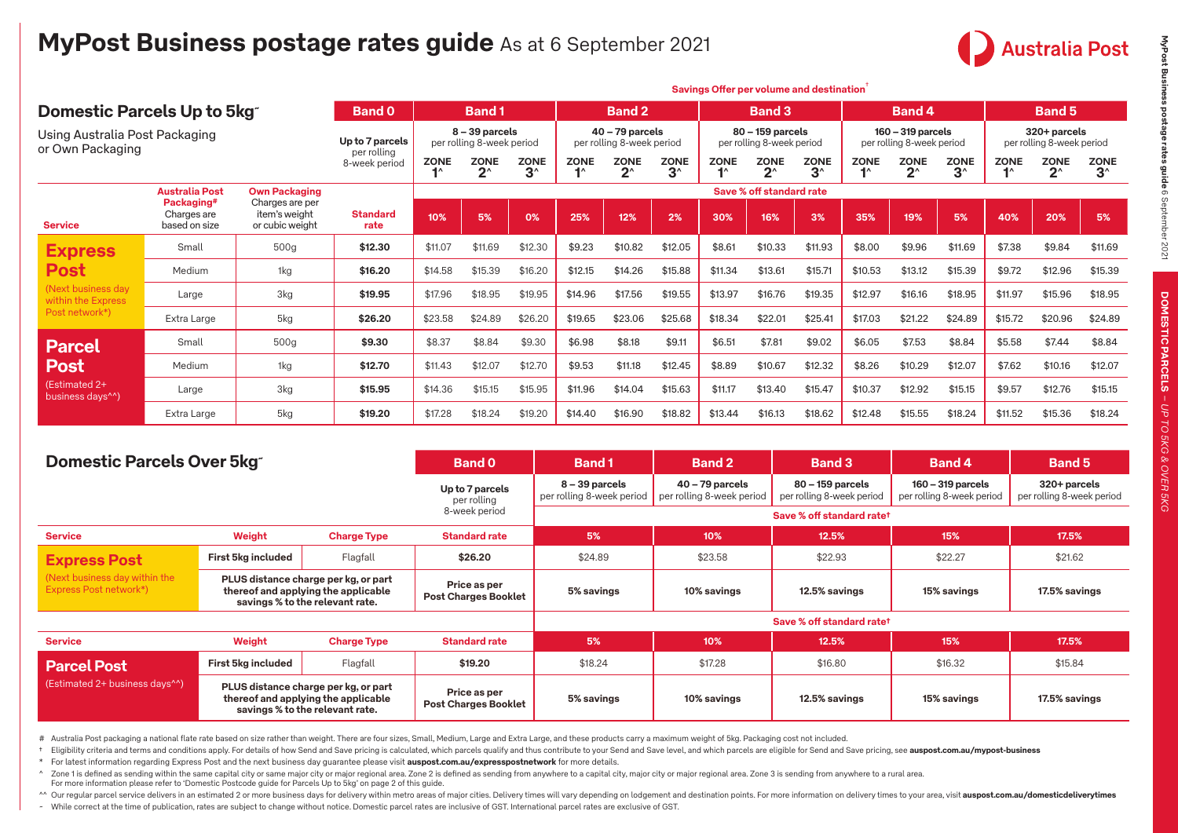# MyPost Business postage rates guide As at 6 September 2021

Australia Post

## Domestic Parcels Up to 5kg~

Using Australia Post Packaging or Own Packaging

Savings Offer per volume and destination†

| Service | | Australia Post Packaging# Charges are based on size | Own Packaging Charges are per item's weight or cubic weight | Band 0 Up to 7 parcels per rolling 8-week period | Band 1 8 – 39 parcels per rolling 8-week period | | | Band 2 40 – 79 parcels per rolling 8-week period | | | Band 3 80 – 159 parcels per rolling 8-week period | | | Band 4 160 – 319 parcels per rolling 8-week period | | | Band 5 320+ parcels per rolling 8-week period | | |
|---|---|---|---|---|---|---|---|---|---|---|---|---|---|---|---|---|---|---|---|
| | | | | | ZONE 1^ | ZONE 2^ | ZONE 3^ | ZONE 1^ | ZONE 2^ | ZONE 3^ | ZONE 1^ | ZONE 2^ | ZONE 3^ | ZONE 1^ | ZONE 2^ | ZONE 3^ | ZONE 1^ | ZONE 2^ | ZONE 3^ |
| | | | | Standard rate | Save % off standard rate | | | | | | | | | | | | | | |
| | | | | | 10% | 5% | 0% | 25% | 12% | 2% | 30% | 16% | 3% | 35% | 19% | 5% | 40% | 20% | 5% |
| **Express Post** (Next business day within the Express Post network*) | | Small | 500g | $12.30 | $11.07 | $11.69 | $12.30 | $9.23 | $10.82 | $12.05 | $8.61 | $10.33 | $11.93 | $8.00 | $9.96 | $11.69 | $7.38 | $9.84 | $11.69 |
| | | Medium | 1kg | $16.20 | $14.58 | $15.39 | $16.20 | $12.15 | $14.26 | $15.88 | $11.34 | $13.61 | $15.71 | $10.53 | $13.12 | $15.39 | $9.72 | $12.96 | $15.39 |
| | | Large | 3kg | $19.95 | $17.96 | $18.95 | $19.95 | $14.96 | $17.56 | $19.55 | $13.97 | $16.76 | $19.35 | $12.97 | $16.16 | $18.95 | $11.97 | $15.96 | $18.95 |
| | | Extra Large | 5kg | $26.20 | $23.58 | $24.89 | $26.20 | $19.65 | $23.06 | $25.68 | $18.34 | $22.01 | $25.41 | $17.03 | $21.22 | $24.89 | $15.72 | $20.96 | $24.89 |
| **Parcel Post** (Estimated 2+ business days^^) | | Small | 500g | $9.30 | $8.37 | $8.84 | $9.30 | $6.98 | $8.18 | $9.11 | $6.51 | $7.81 | $9.02 | $6.05 | $7.53 | $8.84 | $5.58 | $7.44 | $8.84 |
| | | Medium | 1kg | $12.70 | $11.43 | $12.07 | $12.70 | $9.53 | $11.18 | $12.45 | $8.89 | $10.67 | $12.32 | $8.26 | $10.29 | $12.07 | $7.62 | $10.16 | $12.07 |
| | | Large | 3kg | $15.95 | $14.36 | $15.15 | $15.95 | $11.96 | $14.04 | $15.63 | $11.17 | $13.40 | $15.47 | $10.37 | $12.92 | $15.15 | $9.57 | $12.76 | $15.15 |
| | | Extra Large | 5kg | $19.20 | $17.28 | $18.24 | $19.20 | $14.40 | $16.90 | $18.82 | $13.44 | $16.13 | $18.62 | $12.48 | $15.55 | $18.24 | $11.52 | $15.36 | $18.24 |

## Domestic Parcels Over 5kg~

| Service | Weight | Charge Type | Band 0 Up to 7 parcels per rolling 8-week period | Band 1 8 – 39 parcels per rolling 8-week period | Band 2 40 – 79 parcels per rolling 8-week period | Band 3 80 – 159 parcels per rolling 8-week period | Band 4 160 – 319 parcels per rolling 8-week period | Band 5 320+ parcels per rolling 8-week period |
|---|---|---|---|---|---|---|---|---|
| | | | Standard rate | Save % off standard rate† | | | | |
| | | | | 5% | 10% | 12.5% | 15% | 17.5% |
| **Express Post** (Next business day within the Express Post network*) | First 5kg included | Flagfall | $26.20 | $24.89 | $23.58 | $22.93 | $22.27 | $21.62 |
| | PLUS distance charge per kg, or part thereof and applying the applicable savings % to the relevant rate. | | Price as per Post Charges Booklet | 5% savings | 10% savings | 12.5% savings | 15% savings | 17.5% savings |
| | | | Standard rate | Save % off standard rate† | | | | |
| | | | | 5% | 10% | 12.5% | 15% | 17.5% |
| **Parcel Post** (Estimated 2+ business days^^) | First 5kg included | Flagfall | $19.20 | $18.24 | $17.28 | $16.80 | $16.32 | $15.84 |
| | PLUS distance charge per kg, or part thereof and applying the applicable savings % to the relevant rate. | | Price as per Post Charges Booklet | 5% savings | 10% savings | 12.5% savings | 15% savings | 17.5% savings |

# Australia Post packaging a national flat rate based on size rather than weight. There are four sizes, Small, Medium, Large and Extra Large, and these products carry a maximum weight of 5kg. Packaging cost not included.

† Eligibility criteria and terms and conditions apply. For details of how Send and Save pricing is calculated, which parcels qualify and thus contribute to your Send and Save level, and which parcels are eligible for Send and Save pricing, see **auspost.com.au/mypost-business**

* For latest information regarding Express Post and the next business day guarantee please visit **auspost.com.au/expresspostnetwork** for more details.

^ Zone 1 is defined as sending within the same capital city or same major city or major regional area. Zone 2 is defined as sending from anywhere to a capital city, major city or major regional area. Zone 3 is sending from anywhere to a rural area. For more information please refer to 'Domestic Postcode guide for Parcels Up to 5kg' on page 2 of this guide.

^^ Our regular parcel service delivers in an estimated 2 or more business days for delivery within metro areas of major cities. Delivery times will vary depending on lodgement and destination points. For more information on delivery times to your area, visit **auspost.com.au/domesticdeliverytimes**

~ While correct at the time of publication, rates are subject to change without notice. Domestic parcel rates are inclusive of GST. International parcel rates are exclusive of GST.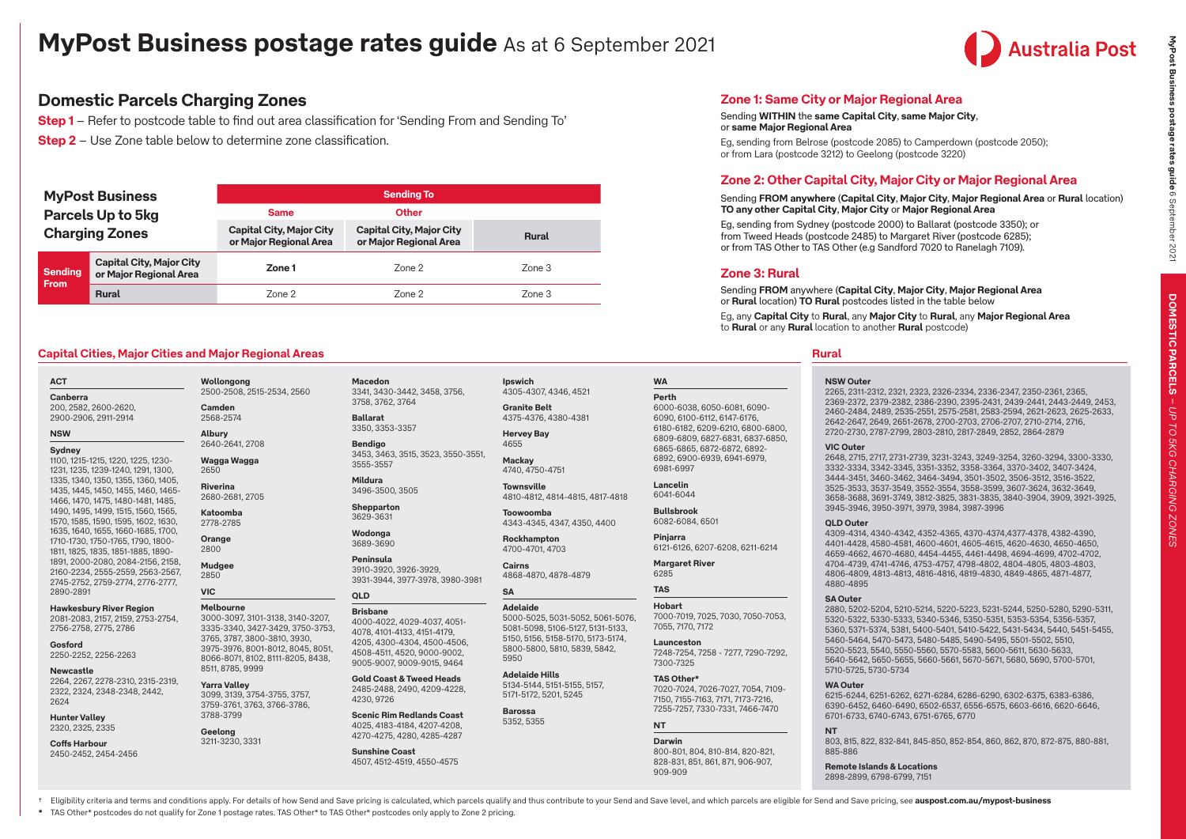# MyPost Business postage rates guide As at 6 September 2021

## Domestic Parcels Charging Zones

**Step 1** – Refer to postcode table to find out area classification for 'Sending From and Sending To'

**Step 2** – Use Zone table below to determine zone classification.

| MyPost Business Parcels Up to 5kg Charging Zones | | Sending To | | |
|---|---|---|---|---|
| | | Same | Other | |
| | | Capital City, Major City or Major Regional Area | Capital City, Major City or Major Regional Area | Rural |
| Sending From | Capital City, Major City or Major Regional Area | Zone 1 | Zone 2 | Zone 3 |
| | Rural | Zone 2 | Zone 2 | Zone 3 |

## Zone 1: Same City or Major Regional Area

Sending **WITHIN** the **same Capital City**, **same Major City**, or **same Major Regional Area**

Eg, sending from Belrose (postcode 2085) to Camperdown (postcode 2050); or from Lara (postcode 3212) to Geelong (postcode 3220)

## Zone 2: Other Capital City, Major City or Major Regional Area

Sending **FROM anywhere** (**Capital City**, **Major City**, **Major Regional Area** or **Rural** location) **TO any other Capital City**, **Major City** or **Major Regional Area**

Eg, sending from Sydney (postcode 2000) to Ballarat (postcode 3350); or from Tweed Heads (postcode 2485) to Margaret River (postcode 6285); or from TAS Other to TAS Other (e.g Sandford 7020 to Ranelagh 7109).

## Zone 3: Rural

Sending **FROM** anywhere (**Capital City**, **Major City**, **Major Regional Area** or **Rural** location) **TO Rural** postcodes listed in the table below

Eg, any **Capital City** to **Rural**, any **Major City** to **Rural**, any **Major Regional Area** to **Rural** or any **Rural** location to another **Rural** postcode)

### Capital Cities, Major Cities and Major Regional Areas

**ACT**

**Canberra**
200, 2582, 2600-2620, 2900-2906, 2911-2914

**NSW**

**Sydney**
1100, 1215-1215, 1220, 1225, 1230-1231, 1235, 1239-1240, 1291, 1300, 1335, 1340, 1350, 1355, 1360, 1405, 1435, 1445, 1450, 1455, 1460, 1465-1466, 1470, 1475, 1480-1481, 1485, 1490, 1495, 1499, 1515, 1560, 1565, 1570, 1585, 1590, 1595, 1602, 1630, 1635, 1640, 1655, 1660-1685, 1700, 1710-1730, 1750-1765, 1790, 1800-1811, 1825, 1835, 1851-1885, 1890-1891, 2000-2080, 2084-2156, 2158, 2160-2234, 2555-2559, 2563-2567, 2745-2752, 2759-2774, 2776-2777, 2890-2891

**Hawkesbury River Region**
2081-2083, 2157, 2159, 2753-2754, 2756-2758, 2775, 2786

**Gosford**
2250-2252, 2256-2263

**Newcastle**
2264, 2267, 2278-2310, 2315-2319, 2322, 2324, 2348-2348, 2442, 2624

**Hunter Valley**
2320, 2325, 2335

**Coffs Harbour**
2450-2452, 2454-2456

**Wollongong**
2500-2508, 2515-2534, 2560

**Camden**
2568-2574

**Albury**
2640-2641, 2708

**Wagga Wagga**
2650

**Riverina**
2680-2681, 2705

**Katoomba**
2778-2785

**Orange**
2800

**Mudgee**
2850

**VIC**

**Melbourne**
3000-3097, 3101-3138, 3140-3207, 3335-3340, 3427-3429, 3750-3753, 3765, 3787, 3800-3810, 3930, 3975-3976, 8001-8012, 8045, 8051, 8066-8071, 8102, 8111-8205, 8438, 8511, 8785, 9999

**Yarra Valley**
3099, 3139, 3754-3755, 3757, 3759-3761, 3763, 3766-3786, 3788-3799

**Geelong**
3211-3230, 3331

**Macedon**
3341, 3430-3442, 3458, 3756, 3758, 3762, 3764

**Ballarat**
3350, 3353-3357

**Bendigo**
3453, 3463, 3515, 3523, 3550-3551, 3555-3557

**Mildura**
3496-3500, 3505

**Shepparton**
3629-3631

**Wodonga**
3689-3690

**Peninsula**
3910-3920, 3926-3929, 3931-3944, 3977-3978, 3980-3981

**QLD**

**Brisbane**
4000-4022, 4029-4037, 4051-4078, 4101-4133, 4151-4179, 4205, 4300-4304, 4500-4506, 4508-4511, 4520, 9000-9002, 9005-9007, 9009-9015, 9464

**Gold Coast & Tweed Heads**
2485-2488, 2490, 4209-4228, 4230, 9726

**Scenic Rim Redlands Coast**
4025, 4183-4184, 4207-4208, 4270-4275, 4280, 4285-4287

**Sunshine Coast**
4507, 4512-4519, 4550-4575

**Ipswich**
4305-4307, 4346, 4521

**Granite Belt**
4375-4376, 4380-4381

**Hervey Bay**
4655

**Mackay**
4740, 4750-4751

**Townsville**
4810-4812, 4814-4815, 4817-4818

**Toowoomba**
4343-4345, 4347, 4350, 4400

**Rockhampton**
4700-4701, 4703

**Cairns**
4868-4870, 4878-4879

**SA**

**Adelaide**
5000-5025, 5031-5052, 5061-5076, 5081-5098, 5106-5127, 5131-5133, 5150, 5156, 5158-5170, 5173-5174, 5800-5800, 5810, 5839, 5842, 5950

**Adelaide Hills**
5134-5144, 5151-5155, 5157, 5171-5172, 5201, 5245

**Barossa**
5352, 5355

**WA**

**Perth**
6000-6038, 6050-6081, 6090-6090, 6100-6112, 6147-6176, 6180-6182, 6209-6210, 6800-6800, 6809-6809, 6827-6831, 6837-6850, 6865-6865, 6872-6872, 6892-6892, 6900-6939, 6941-6979, 6981-6997

**Lancelin**
6041-6044

**Bullsbrook**
6082-6084, 6501

**Pinjarra**
6121-6126, 6207-6208, 6211-6214

**Margaret River**
6285

**TAS**

**Hobart**
7000-7019, 7025, 7030, 7050-7053, 7055, 7170, 7172

**Launceston**
7248-7254, 7258 - 7277, 7290-7292, 7300-7325

**TAS Other***
7020-7024, 7026-7027, 7054, 7109-7150, 7155-7163, 7171, 7173-7216, 7255-7257, 7330-7331, 7466-7470

**NT**

**Darwin**
800-801, 804, 810-814, 820-821, 828-831, 851, 861, 871, 906-907, 909-909

### Rural

**NSW Outer**
2265, 2311-2312, 2321, 2323, 2326-2334, 2336-2347, 2350-2361, 2365, 2369-2372, 2379-2382, 2386-2390, 2395-2431, 2439-2441, 2443-2449, 2453, 2460-2484, 2489, 2535-2551, 2575-2581, 2583-2594, 2621-2623, 2625-2633, 2642-2647, 2649, 2651-2678, 2700-2703, 2706-2707, 2710-2714, 2716, 2720-2730, 2787-2799, 2803-2810, 2817-2849, 2852, 2864-2879

**VIC Outer**
2648, 2715, 2717, 2731-2739, 3231-3243, 3249-3254, 3260-3294, 3300-3330, 3332-3334, 3342-3345, 3351-3352, 3358-3364, 3370-3402, 3407-3424, 3444-3451, 3460-3462, 3464-3494, 3501-3502, 3506-3512, 3516-3522, 3525-3533, 3537-3549, 3552-3554, 3558-3599, 3607-3624, 3632-3649, 3658-3688, 3691-3749, 3812-3825, 3831-3835, 3840-3904, 3909, 3921-3925, 3945-3946, 3950-3971, 3979, 3984, 3987-3996

**QLD Outer**
4309-4314, 4340-4342, 4352-4365, 4370-4374,4377-4378, 4382-4390, 4401-4428, 4580-4581, 4600-4601, 4605-4615, 4620-4630, 4650-4650, 4659-4662, 4670-4680, 4454-4455, 4461-4498, 4694-4699, 4702-4702, 4704-4739, 4741-4746, 4753-4757, 4798-4802, 4804-4805, 4803-4803, 4806-4809, 4813-4813, 4816-4816, 4819-4830, 4849-4865, 4871-4877, 4880-4895

**SA Outer**
2880, 5202-5204, 5210-5214, 5220-5223, 5231-5244, 5250-5280, 5290-5311, 5320-5322, 5330-5333, 5340-5346, 5350-5351, 5353-5354, 5356-5357, 5360, 5371-5374, 5381, 5400-5401, 5410-5422, 5431-5434, 5440, 5451-5455, 5460-5464, 5470-5473, 5480-5485, 5490-5495, 5501-5502, 5510, 5520-5523, 5540, 5550-5560, 5570-5583, 5600-5611, 5630-5633, 5640-5642, 5650-5655, 5660-5661, 5670-5671, 5680, 5690, 5700-5701, 5710-5725, 5730-5734

**WA Outer**
6215-6244, 6251-6262, 6271-6284, 6286-6290, 6302-6375, 6383-6386, 6390-6452, 6460-6490, 6502-6537, 6556-6575, 6603-6616, 6620-6646, 6701-6733, 6740-6743, 6751-6765, 6770

**NT**
803, 815, 822, 832-841, 845-850, 852-854, 860, 862, 870, 872-875, 880-881, 885-886

**Remote Islands & Locations**
2898-2899, 6798-6799, 7151

† Eligibility criteria and terms and conditions apply. For details of how Send and Save pricing is calculated, which parcels qualify and thus contribute to your Send and Save level, and which parcels are eligible for Send and Save pricing, see **auspost.com.au/mypost-business**

\* TAS Other* postcodes do not qualify for Zone 1 postage rates. TAS Other* to TAS Other* postcodes only apply to Zone 2 pricing.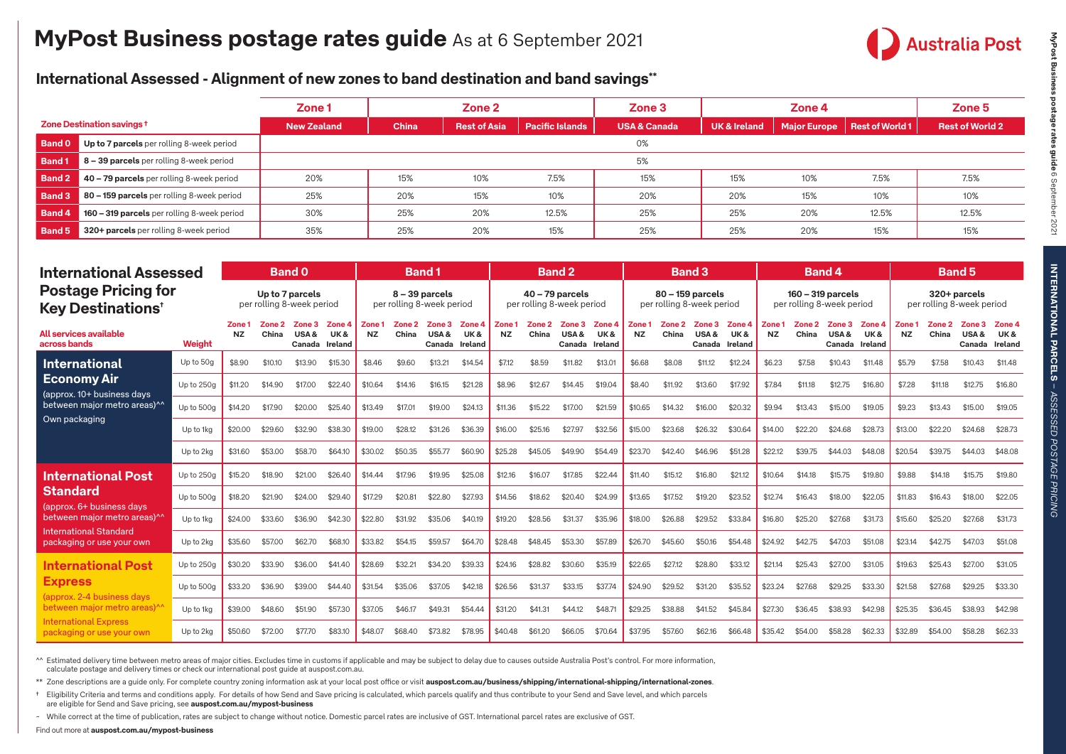# MyPost Business postage rates guide As at 6 September 2021

## International Assessed - Alignment of new zones to band destination and band savings**

| Zone Destination savings † | | Zone 1 | Zone 2 | | | Zone 3 | Zone 4 | | | Zone 5 |
|---|---|---|---|---|---|---|---|---|---|---|
| | | New Zealand | China | Rest of Asia | Pacific Islands | USA & Canada | UK & Ireland | Major Europe | Rest of World 1 | Rest of World 2 |
| Band 0 | Up to 7 parcels per rolling 8-week period | 0% | | | | | | | | |
| Band 1 | 8 – 39 parcels per rolling 8-week period | 5% | | | | | | | | |
| Band 2 | 40 – 79 parcels per rolling 8-week period | 20% | 15% | 10% | 7.5% | 15% | 15% | 10% | 7.5% | 7.5% |
| Band 3 | 80 – 159 parcels per rolling 8-week period | 25% | 20% | 15% | 10% | 20% | 20% | 15% | 10% | 10% |
| Band 4 | 160 – 319 parcels per rolling 8-week period | 30% | 25% | 20% | 12.5% | 25% | 25% | 20% | 12.5% | 12.5% |
| Band 5 | 320+ parcels per rolling 8-week period | 35% | 25% | 20% | 15% | 25% | 25% | 20% | 15% | 15% |

## International Assessed Postage Pricing for Key Destinations†

| All services available across bands | Weight | Band 0 Up to 7 parcels per rolling 8-week period | | | | Band 1 8 – 39 parcels per rolling 8-week period | | | | Band 2 40 – 79 parcels per rolling 8-week period | | | | Band 3 80 – 159 parcels per rolling 8-week period | | | | Band 4 160 – 319 parcels per rolling 8-week period | | | | Band 5 320+ parcels per rolling 8-week period | | | |
|---|---|---|---|---|---|---|---|---|---|---|---|---|---|---|---|---|---|---|---|---|---|---|---|---|---|
| | | Zone 1 NZ | Zone 2 China | Zone 3 USA & Canada | Zone 4 UK & Ireland | Zone 1 NZ | Zone 2 China | Zone 3 USA & Canada | Zone 4 UK & Ireland | Zone 1 NZ | Zone 2 China | Zone 3 USA & Canada | Zone 4 UK & Ireland | Zone 1 NZ | Zone 2 China | Zone 3 USA & Canada | Zone 4 UK & Ireland | Zone 1 NZ | Zone 2 China | Zone 3 USA & Canada | Zone 4 UK & Ireland | Zone 1 NZ | Zone 2 China | Zone 3 USA & Canada | Zone 4 UK & Ireland |
| **International Economy Air** (approx. 10+ business days between major metro areas)^^ Own packaging | Up to 50g | $8.90 | $10.10 | $13.90 | $15.30 | $8.46 | $9.60 | $13.21 | $14.54 | $7.12 | $8.59 | $11.82 | $13.01 | $6.68 | $8.08 | $11.12 | $12.24 | $6.23 | $7.58 | $10.43 | $11.48 | $5.79 | $7.58 | $10.43 | $11.48 |
| | Up to 250g | $11.20 | $14.90 | $17.00 | $22.40 | $10.64 | $14.16 | $16.15 | $21.28 | $8.96 | $12.67 | $14.45 | $19.04 | $8.40 | $11.92 | $13.60 | $17.92 | $7.84 | $11.18 | $12.75 | $16.80 | $7.28 | $11.18 | $12.75 | $16.80 |
| | Up to 500g | $14.20 | $17.90 | $20.00 | $25.40 | $13.49 | $17.01 | $19.00 | $24.13 | $11.36 | $15.22 | $17.00 | $21.59 | $10.65 | $14.32 | $16.00 | $20.32 | $9.94 | $13.43 | $15.00 | $19.05 | $9.23 | $13.43 | $15.00 | $19.05 |
| | Up to 1kg | $20.00 | $29.60 | $32.90 | $38.30 | $19.00 | $28.12 | $31.26 | $36.39 | $16.00 | $25.16 | $27.97 | $32.56 | $15.00 | $23.68 | $26.32 | $30.64 | $14.00 | $22.20 | $24.68 | $28.73 | $13.00 | $22.20 | $24.68 | $28.73 |
| | Up to 2kg | $31.60 | $53.00 | $58.70 | $64.10 | $30.02 | $50.35 | $55.77 | $60.90 | $25.28 | $45.05 | $49.90 | $54.49 | $23.70 | $42.40 | $46.96 | $51.28 | $22.12 | $39.75 | $44.03 | $48.08 | $20.54 | $39.75 | $44.03 | $48.08 |
| **International Post Standard** (approx. 6+ business days between major metro areas)^^ International Standard packaging or use your own | Up to 250g | $15.20 | $18.90 | $21.00 | $26.40 | $14.44 | $17.96 | $19.95 | $25.08 | $12.16 | $16.07 | $17.85 | $22.44 | $11.40 | $15.12 | $16.80 | $21.12 | $10.64 | $14.18 | $15.75 | $19.80 | $9.88 | $14.18 | $15.75 | $19.80 |
| | Up to 500g | $18.20 | $21.90 | $24.00 | $29.40 | $17.29 | $20.81 | $22.80 | $27.93 | $14.56 | $18.62 | $20.40 | $24.99 | $13.65 | $17.52 | $19.20 | $23.52 | $12.74 | $16.43 | $18.00 | $22.05 | $11.83 | $16.43 | $18.00 | $22.05 |
| | Up to 1kg | $24.00 | $33.60 | $36.90 | $42.30 | $22.80 | $31.92 | $35.06 | $40.19 | $19.20 | $28.56 | $31.37 | $35.96 | $18.00 | $26.88 | $29.52 | $33.84 | $16.80 | $25.20 | $27.68 | $31.73 | $15.60 | $25.20 | $27.68 | $31.73 |
| | Up to 2kg | $35.60 | $57.00 | $62.70 | $68.10 | $33.82 | $54.15 | $59.57 | $64.70 | $28.48 | $48.45 | $53.30 | $57.89 | $26.70 | $45.60 | $50.16 | $54.48 | $24.92 | $42.75 | $47.03 | $51.08 | $23.14 | $42.75 | $47.03 | $51.08 |
| **International Post Express** (approx. 2-4 business days between major metro areas)^^ International Express packaging or use your own | Up to 250g | $30.20 | $33.90 | $36.00 | $41.40 | $28.69 | $32.21 | $34.20 | $39.33 | $24.16 | $28.82 | $30.60 | $35.19 | $22.65 | $27.12 | $28.80 | $33.12 | $21.14 | $25.43 | $27.00 | $31.05 | $19.63 | $25.43 | $27.00 | $31.05 |
| | Up to 500g | $33.20 | $36.90 | $39.00 | $44.40 | $31.54 | $35.06 | $37.05 | $42.18 | $26.56 | $31.37 | $33.15 | $37.74 | $24.90 | $29.52 | $31.20 | $35.52 | $23.24 | $27.68 | $29.25 | $33.30 | $21.58 | $27.68 | $29.25 | $33.30 |
| | Up to 1kg | $39.00 | $48.60 | $51.90 | $57.30 | $37.05 | $46.17 | $49.31 | $54.44 | $31.20 | $41.31 | $44.12 | $48.71 | $29.25 | $38.88 | $41.52 | $45.84 | $27.30 | $36.45 | $38.93 | $42.98 | $25.35 | $36.45 | $38.93 | $42.98 |
| | Up to 2kg | $50.60 | $72.00 | $77.70 | $83.10 | $48.07 | $68.40 | $73.82 | $78.95 | $40.48 | $61.20 | $66.05 | $70.64 | $37.95 | $57.60 | $62.16 | $66.48 | $35.42 | $54.00 | $58.28 | $62.33 | $32.89 | $54.00 | $58.28 | $62.33 |

^^ Estimated delivery time between metro areas of major cities. Excludes time in customs if applicable and may be subject to delay due to causes outside Australia Post's control. For more information, calculate postage and delivery times or check our international post guide at auspost.com.au.

** Zone descriptions are a guide only. For complete country zoning information ask at your local post office or visit **auspost.com.au/business/shipping/international-shipping/international-zones**.

† Eligibility Criteria and terms and conditions apply. For details of how Send and Save pricing is calculated, which parcels qualify and thus contribute to your Send and Save level, and which parcels are eligible for Send and Save pricing, see **auspost.com.au/mypost-business**

– While correct at the time of publication, rates are subject to change without notice. Domestic parcel rates are inclusive of GST. International parcel rates are exclusive of GST.

Find out more at **auspost.com.au/mypost-business**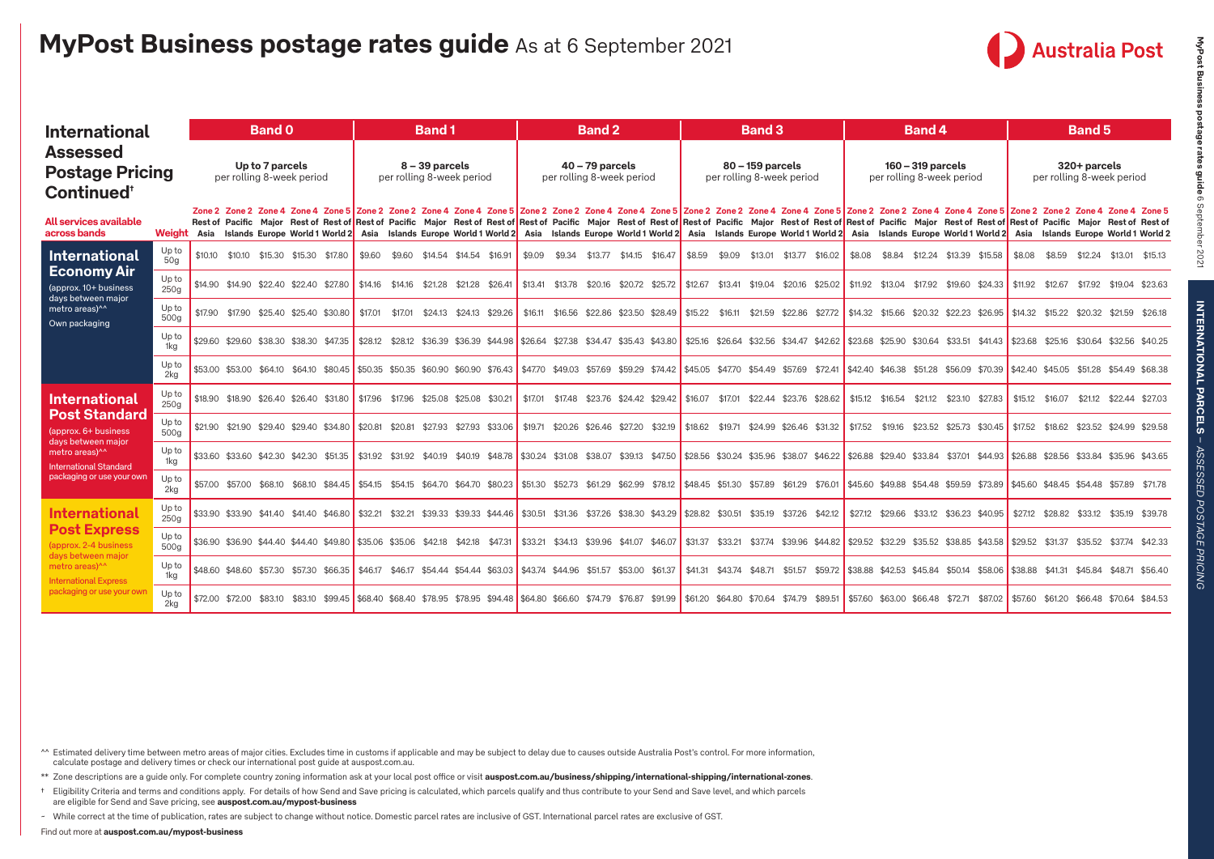# MyPost Business postage rates guide As at 6 September 2021

## International Assessed Postage Pricing Continued[†]

| All services available across bands | Weight | Band 0 Up to 7 parcels per rolling 8-week period | | | | | Band 1 8 – 39 parcels per rolling 8-week period | | | | | Band 2 40 – 79 parcels per rolling 8-week period | | | | | Band 3 80 – 159 parcels per rolling 8-week period | | | | | Band 4 160 – 319 parcels per rolling 8-week period | | | | | Band 5 320+ parcels per rolling 8-week period | | | | |
|---|---|---|---|---|---|---|---|---|---|---|---|---|---|---|---|---|---|---|---|---|---|---|---|---|---|---|---|---|---|---|---|
| | | Zone 2 Rest of Asia | Zone 2 Pacific Islands | Zone 4 Major Europe | Zone 4 Rest of World 1 | Zone 5 Rest of World 2 | Zone 2 Rest of Asia | Zone 2 Pacific Islands | Zone 4 Major Europe | Zone 4 Rest of World 1 | Zone 5 Rest of World 2 | Zone 2 Rest of Asia | Zone 2 Pacific Islands | Zone 4 Major Europe | Zone 4 Rest of World 1 | Zone 5 Rest of World 2 | Zone 2 Rest of Asia | Zone 2 Pacific Islands | Zone 4 Major Europe | Zone 4 Rest of World 1 | Zone 5 Rest of World 2 | Zone 2 Rest of Asia | Zone 2 Pacific Islands | Zone 4 Major Europe | Zone 4 Rest of World 1 | Zone 5 Rest of World 2 | Zone 2 Rest of Asia | Zone 2 Pacific Islands | Zone 4 Major Europe | Zone 4 Rest of World 1 | Zone 5 Rest of World 2 |
| **International Economy Air** (approx. 10+ business days between major metro areas)^^ Own packaging | Up to 50g | $10.10 | $10.10 | $15.30 | $15.30 | $17.80 | $9.60 | $9.60 | $14.54 | $14.54 | $16.91 | $9.09 | $9.34 | $13.77 | $14.15 | $16.47 | $8.59 | $9.09 | $13.01 | $13.77 | $16.02 | $8.08 | $8.84 | $12.24 | $13.39 | $15.58 | $8.08 | $8.59 | $12.24 | $13.01 | $15.13 |
| | Up to 250g | $14.90 | $14.90 | $22.40 | $22.40 | $27.80 | $14.16 | $14.16 | $21.28 | $21.28 | $26.41 | $13.41 | $13.78 | $20.16 | $20.72 | $25.72 | $12.67 | $13.41 | $19.04 | $20.16 | $25.02 | $11.92 | $13.04 | $17.92 | $19.60 | $24.33 | $11.92 | $12.67 | $17.92 | $19.04 | $23.63 |
| | Up to 500g | $17.90 | $17.90 | $25.40 | $25.40 | $30.80 | $17.01 | $17.01 | $24.13 | $24.13 | $29.26 | $16.11 | $16.56 | $22.86 | $23.50 | $28.49 | $15.22 | $16.11 | $21.59 | $22.86 | $27.72 | $14.32 | $15.66 | $20.32 | $22.23 | $26.95 | $14.32 | $15.22 | $20.32 | $21.59 | $26.18 |
| | Up to 1kg | $29.60 | $29.60 | $38.30 | $38.30 | $47.35 | $28.12 | $28.12 | $36.39 | $36.39 | $44.98 | $26.64 | $27.38 | $34.47 | $35.43 | $43.80 | $25.16 | $26.64 | $32.56 | $34.47 | $42.62 | $23.68 | $25.90 | $30.64 | $33.51 | $41.43 | $23.68 | $25.16 | $30.64 | $32.56 | $40.25 |
| | Up to 2kg | $53.00 | $53.00 | $64.10 | $64.10 | $80.45 | $50.35 | $50.35 | $60.90 | $60.90 | $76.43 | $47.70 | $49.03 | $57.69 | $59.29 | $74.42 | $45.05 | $47.70 | $54.49 | $57.69 | $72.41 | $42.40 | $46.38 | $51.28 | $56.09 | $70.39 | $42.40 | $45.05 | $51.28 | $54.49 | $68.38 |
| **International Post Standard** (approx. 6+ business days between major metro areas)^^ International Standard packaging or use your own | Up to 250g | $18.90 | $18.90 | $26.40 | $26.40 | $31.80 | $17.96 | $17.96 | $25.08 | $25.08 | $30.21 | $17.01 | $17.48 | $23.76 | $24.42 | $29.42 | $16.07 | $17.01 | $22.44 | $23.76 | $28.62 | $15.12 | $16.54 | $21.12 | $23.10 | $27.83 | $15.12 | $16.07 | $21.12 | $22.44 | $27.03 |
| | Up to 500g | $21.90 | $21.90 | $29.40 | $29.40 | $34.80 | $20.81 | $20.81 | $27.93 | $27.93 | $33.06 | $19.71 | $20.26 | $26.46 | $27.20 | $32.19 | $18.62 | $19.71 | $24.99 | $26.46 | $31.32 | $17.52 | $19.16 | $23.52 | $25.73 | $30.45 | $17.52 | $18.62 | $23.52 | $24.99 | $29.58 |
| | Up to 1kg | $33.60 | $33.60 | $42.30 | $42.30 | $51.35 | $31.92 | $31.92 | $40.19 | $40.19 | $48.78 | $30.24 | $31.08 | $38.07 | $39.13 | $47.50 | $28.56 | $30.24 | $35.96 | $38.07 | $46.22 | $26.88 | $29.40 | $33.84 | $37.01 | $44.93 | $26.88 | $28.56 | $33.84 | $35.96 | $43.65 |
| | Up to 2kg | $57.00 | $57.00 | $68.10 | $68.10 | $84.45 | $54.15 | $54.15 | $64.70 | $64.70 | $80.23 | $51.30 | $52.73 | $61.29 | $62.99 | $78.12 | $48.45 | $51.30 | $57.89 | $61.29 | $76.01 | $45.60 | $49.88 | $54.48 | $59.59 | $73.89 | $45.60 | $48.45 | $54.48 | $57.89 | $71.78 |
| **International Post Express** (approx. 2-4 business days between major metro areas)^^ International Express packaging or use your own | Up to 250g | $33.90 | $33.90 | $41.40 | $41.40 | $46.80 | $32.21 | $32.21 | $39.33 | $39.33 | $44.46 | $30.51 | $31.36 | $37.26 | $38.30 | $43.29 | $28.82 | $30.51 | $35.19 | $37.26 | $42.12 | $27.12 | $29.66 | $33.12 | $36.23 | $40.95 | $27.12 | $28.82 | $33.12 | $35.19 | $39.78 |
| | Up to 500g | $36.90 | $36.90 | $44.40 | $44.40 | $49.80 | $35.06 | $35.06 | $42.18 | $42.18 | $47.31 | $33.21 | $34.13 | $39.96 | $41.07 | $46.07 | $31.37 | $33.21 | $37.74 | $39.96 | $44.82 | $29.52 | $32.29 | $35.52 | $38.85 | $43.58 | $29.52 | $31.37 | $35.52 | $37.74 | $42.33 |
| | Up to 1kg | $48.60 | $48.60 | $57.30 | $57.30 | $66.35 | $46.17 | $46.17 | $54.44 | $54.44 | $63.03 | $43.74 | $44.96 | $51.57 | $53.00 | $61.37 | $41.31 | $43.74 | $48.71 | $51.57 | $59.72 | $38.88 | $42.53 | $45.84 | $50.14 | $58.06 | $38.88 | $41.31 | $45.84 | $48.71 | $56.40 |
| | Up to 2kg | $72.00 | $72.00 | $83.10 | $83.10 | $99.45 | $68.40 | $68.40 | $78.95 | $78.95 | $94.48 | $64.80 | $66.60 | $74.79 | $76.87 | $91.99 | $61.20 | $64.80 | $70.64 | $74.79 | $89.51 | $57.60 | $63.00 | $66.48 | $72.71 | $87.02 | $57.60 | $61.20 | $66.48 | $70.64 | $84.53 |

^^ Estimated delivery time between metro areas of major cities. Excludes time in customs if applicable and may be subject to delay due to causes outside Australia Post's control. For more information, calculate postage and delivery times or check our international post guide at auspost.com.au.

** Zone descriptions are a guide only. For complete country zoning information ask at your local post office or visit **auspost.com.au/business/shipping/international-shipping/international-zones**.

† Eligibility Criteria and terms and conditions apply. For details of how Send and Save pricing is calculated, which parcels qualify and thus contribute to your Send and Save level, and which parcels are eligible for Send and Save pricing, see **auspost.com.au/mypost-business**

– While correct at the time of publication, rates are subject to change without notice. Domestic parcel rates are inclusive of GST. International parcel rates are exclusive of GST.

Find out more at **auspost.com.au/mypost-business**

INTERNATIONAL PARCELS – *ASSESSED POSTAGE PRICING*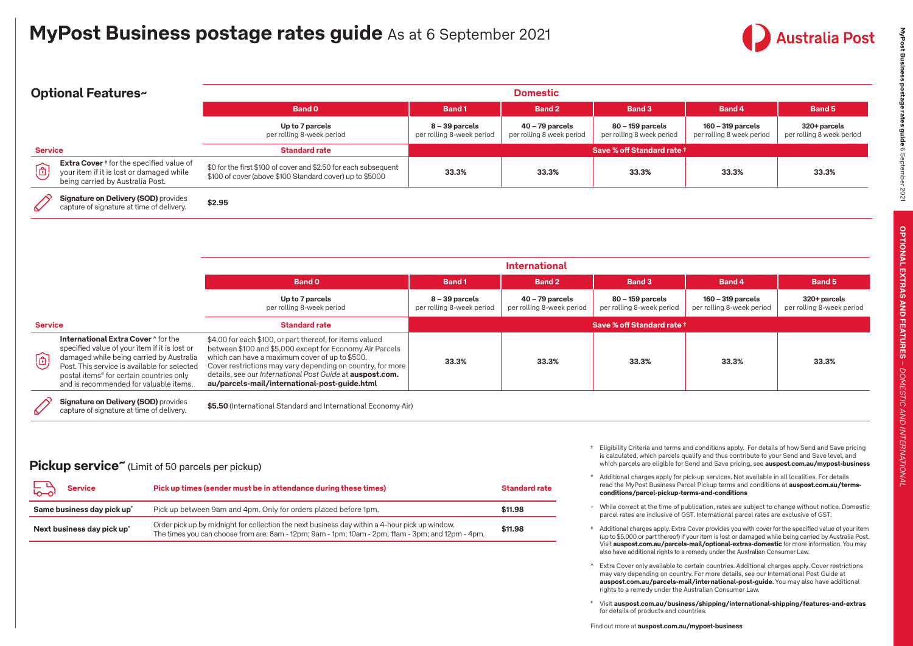# MyPost Business postage rates guide As at 6 September 2021

## Optional Features~

| | Domestic | | | | | |
|---|---|---|---|---|---|---|
| | **Band 0** | **Band 1** | **Band 2** | **Band 3** | **Band 4** | **Band 5** |
| | **Up to 7 parcels** per rolling 8-week period | **8 – 39 parcels** per rolling 8-week period | **40 – 79 parcels** per rolling 8 week period | **80 – 159 parcels** per rolling 8 week period | **160 – 319 parcels** per rolling 8 week period | **320+ parcels** per rolling 8 week period |
| **Service** | **Standard rate** | **Save % off Standard rate †** | | | | |
| **Extra Cover ‡** for the specified value of your item if it is lost or damaged while being carried by Australia Post. | $0 for the first $100 of cover and $2.50 for each subsequent $100 of cover (above $100 Standard cover) up to $5000 | 33.3% | 33.3% | 33.3% | 33.3% | 33.3% |
| **Signature on Delivery (SOD)** provides capture of signature at time of delivery. | $2.95 | | | | | |

| | International | | | | | |
|---|---|---|---|---|---|---|
| | **Band 0** | **Band 1** | **Band 2** | **Band 3** | **Band 4** | **Band 5** |
| | **Up to 7 parcels** per rolling 8-week period | **8 – 39 parcels** per rolling 8-week period | **40 – 79 parcels** per rolling 8-week period | **80 – 159 parcels** per rolling 8-week period | **160 – 319 parcels** per rolling 8-week period | **320+ parcels** per rolling 8-week period |
| **Service** | **Standard rate** | **Save % off Standard rate †** | | | | |
| **International Extra Cover ^** for the specified value of your item if it is lost or damaged while being carried by Australia Post. This service is available for selected postal items# for certain countries only and is recommended for valuable items. | $4.00 for each $100, or part thereof, for items valued between $100 and $5,000 except for Economy Air Parcels which can have a maximum cover of up to $500. Cover restrictions may vary depending on country, for more details, see our *International Post Guide* at **auspost.com.au/parcels-mail/international-post-guide.html** | 33.3% | 33.3% | 33.3% | 33.3% | 33.3% |
| **Signature on Delivery (SOD)** provides capture of signature at time of delivery. | **$5.50** (International Standard and International Economy Air) | | | | | |

## Pickup service~ (Limit of 50 parcels per pickup)

| Service | Pick up times (sender must be in attendance during these times) | Standard rate |
|---|---|---|
| Same business day pick up* | Pick up between 9am and 4pm. Only for orders placed before 1pm. | $11.98 |
| Next business day pick up* | Order pick up by midnight for collection the next business day within a 4-hour pick up window. The times you can choose from are: 8am - 12pm; 9am - 1pm; 10am - 2pm; 11am - 3pm; and 12pm - 4pm. | $11.98 |

† Eligibility Criteria and terms and conditions apply. For details of how Send and Save pricing is calculated, which parcels qualify and thus contribute to your Send and Save level, and which parcels are eligible for Send and Save pricing, see **auspost.com.au/mypost-business**

\* Additional charges apply for pick-up services. Not available in all localities. For details read the MyPost Business Parcel Pickup terms and conditions at **auspost.com.au/terms-conditions/parcel-pickup-terms-and-conditions**

~ While correct at the time of publication, rates are subject to change without notice. Domestic parcel rates are inclusive of GST. International parcel rates are exclusive of GST.

‡ Additional charges apply. Extra Cover provides you with cover for the specified value of your item (up to $5,000 or part thereof) if your item is lost or damaged while being carried by Australia Post. Visit **auspost.com.au/parcels-mail/optional-extras-domestic** for more information. You may also have additional rights to a remedy under the Australian Consumer Law.

^ Extra Cover only available to certain countries. Additional charges apply. Cover restrictions may vary depending on country. For more details, see our International Post Guide at **auspost.com.au/parcels-mail/international-post-guide**. You may also have additional rights to a remedy under the Australian Consumer Law.

# Visit **auspost.com.au/business/shipping/international-shipping/features-and-extras** for details of products and countries.

Find out more at **auspost.com.au/mypost-business**